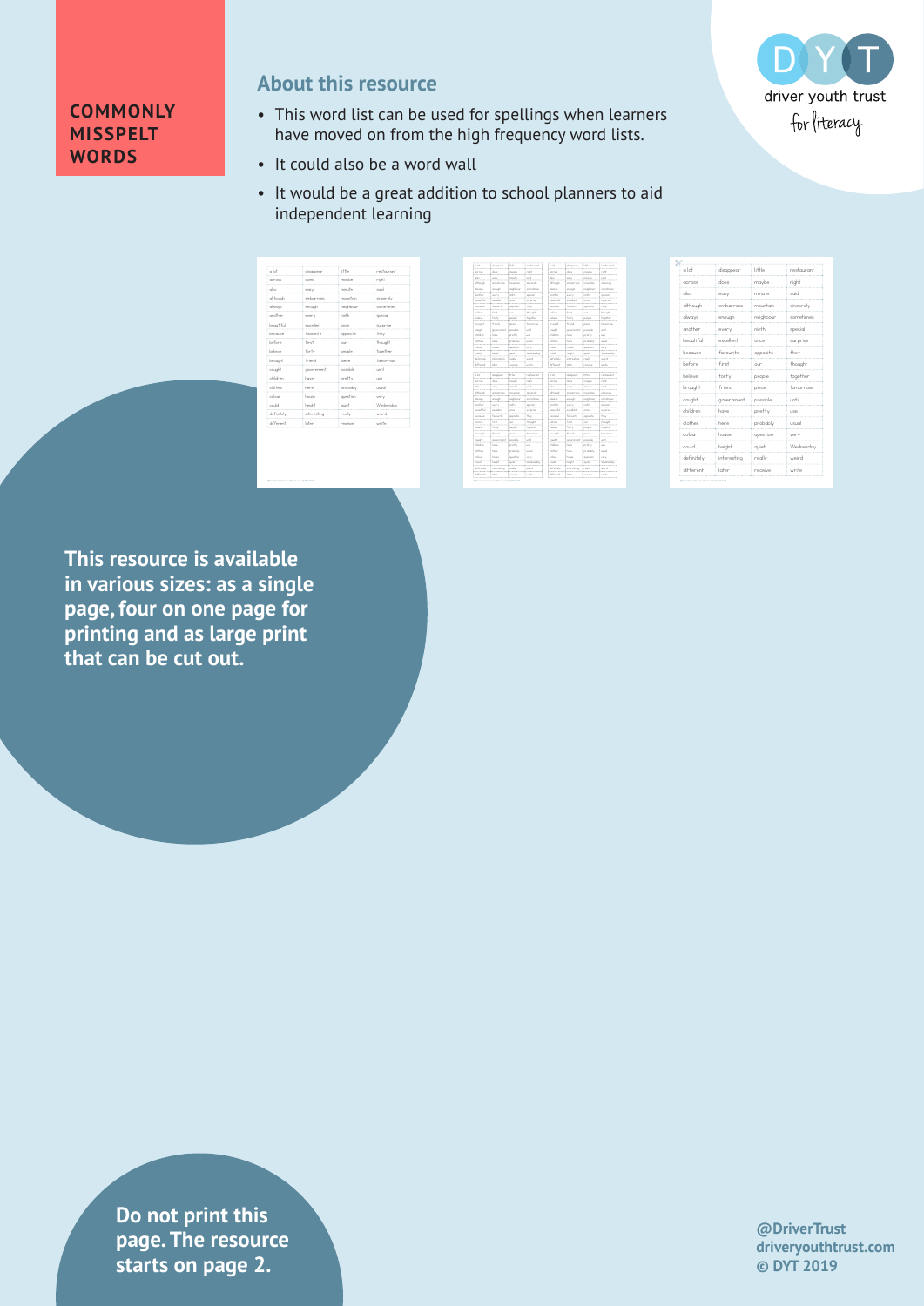# COMMONLY MISSPELT WORDS

## About this resource

- This word list can be used for spellings when learners have moved on from the high frequency word lists.
- It could also be a word wall
- It would be a great addition to school planners to aid independent learning

driver youth trust for literacy

**This resource is available in various sizes: as a single page, four on one page for printing and as large print that can be cut out.**

**Do not print this page. The resource starts on page 2.**

**@DriverTrust**
**driveryouthtrust.com**
**© DYT 2019**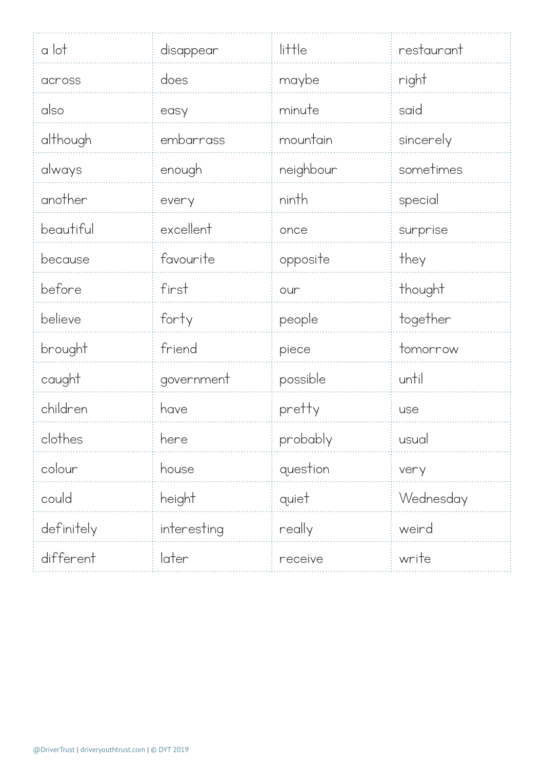| | | | |
|---|---|---|---|
| a lot | disappear | little | restaurant |
| across | does | maybe | right |
| also | easy | minute | said |
| although | embarrass | mountain | sincerely |
| always | enough | neighbour | sometimes |
| another | every | ninth | special |
| beautiful | excellent | once | surprise |
| because | favourite | opposite | they |
| before | first | our | thought |
| believe | forty | people | together |
| brought | friend | piece | tomorrow |
| caught | government | possible | until |
| children | have | pretty | use |
| clothes | here | probably | usual |
| colour | house | question | very |
| could | height | quiet | Wednesday |
| definitely | interesting | really | weird |
| different | later | receive | write |

@DriverTrust | driveryouthtrust.com | © DYT 2019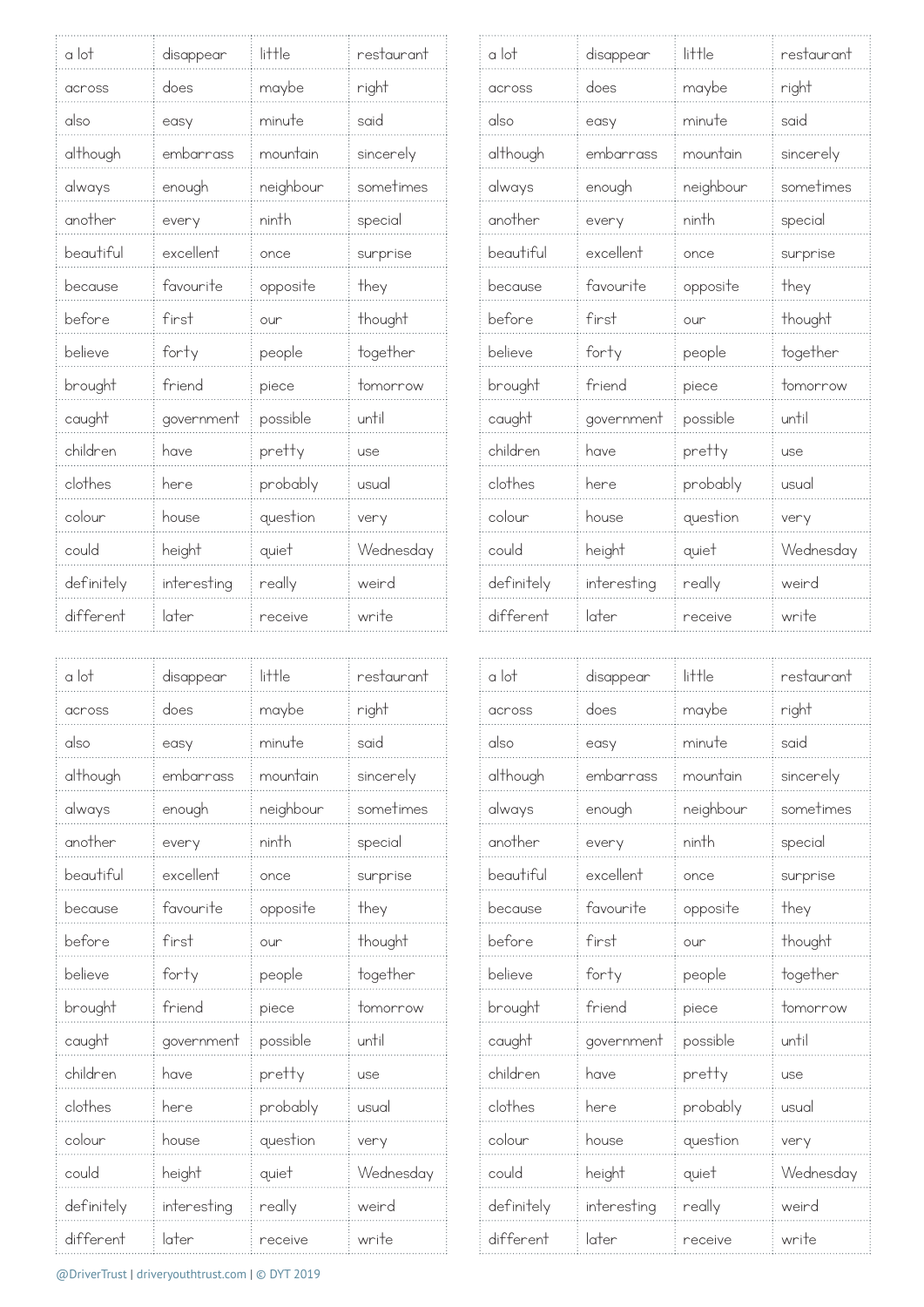| a lot | disappear | little | restaurant |
|---|---|---|---|
| across | does | maybe | right |
| also | easy | minute | said |
| although | embarrass | mountain | sincerely |
| always | enough | neighbour | sometimes |
| another | every | ninth | special |
| beautiful | excellent | once | surprise |
| because | favourite | opposite | they |
| before | first | our | thought |
| believe | forty | people | together |
| brought | friend | piece | tomorrow |
| caught | government | possible | until |
| children | have | pretty | use |
| clothes | here | probably | usual |
| colour | house | question | very |
| could | height | quiet | Wednesday |
| definitely | interesting | really | weird |
| different | later | receive | write |

| a lot | disappear | little | restaurant |
|---|---|---|---|
| across | does | maybe | right |
| also | easy | minute | said |
| although | embarrass | mountain | sincerely |
| always | enough | neighbour | sometimes |
| another | every | ninth | special |
| beautiful | excellent | once | surprise |
| because | favourite | opposite | they |
| before | first | our | thought |
| believe | forty | people | together |
| brought | friend | piece | tomorrow |
| caught | government | possible | until |
| children | have | pretty | use |
| clothes | here | probably | usual |
| colour | house | question | very |
| could | height | quiet | Wednesday |
| definitely | interesting | really | weird |
| different | later | receive | write |

| a lot | disappear | little | restaurant |
|---|---|---|---|
| across | does | maybe | right |
| also | easy | minute | said |
| although | embarrass | mountain | sincerely |
| always | enough | neighbour | sometimes |
| another | every | ninth | special |
| beautiful | excellent | once | surprise |
| because | favourite | opposite | they |
| before | first | our | thought |
| believe | forty | people | together |
| brought | friend | piece | tomorrow |
| caught | government | possible | until |
| children | have | pretty | use |
| clothes | here | probably | usual |
| colour | house | question | very |
| could | height | quiet | Wednesday |
| definitely | interesting | really | weird |
| different | later | receive | write |

| a lot | disappear | little | restaurant |
|---|---|---|---|
| across | does | maybe | right |
| also | easy | minute | said |
| although | embarrass | mountain | sincerely |
| always | enough | neighbour | sometimes |
| another | every | ninth | special |
| beautiful | excellent | once | surprise |
| because | favourite | opposite | they |
| before | first | our | thought |
| believe | forty | people | together |
| brought | friend | piece | tomorrow |
| caught | government | possible | until |
| children | have | pretty | use |
| clothes | here | probably | usual |
| colour | house | question | very |
| could | height | quiet | Wednesday |
| definitely | interesting | really | weird |
| different | later | receive | write |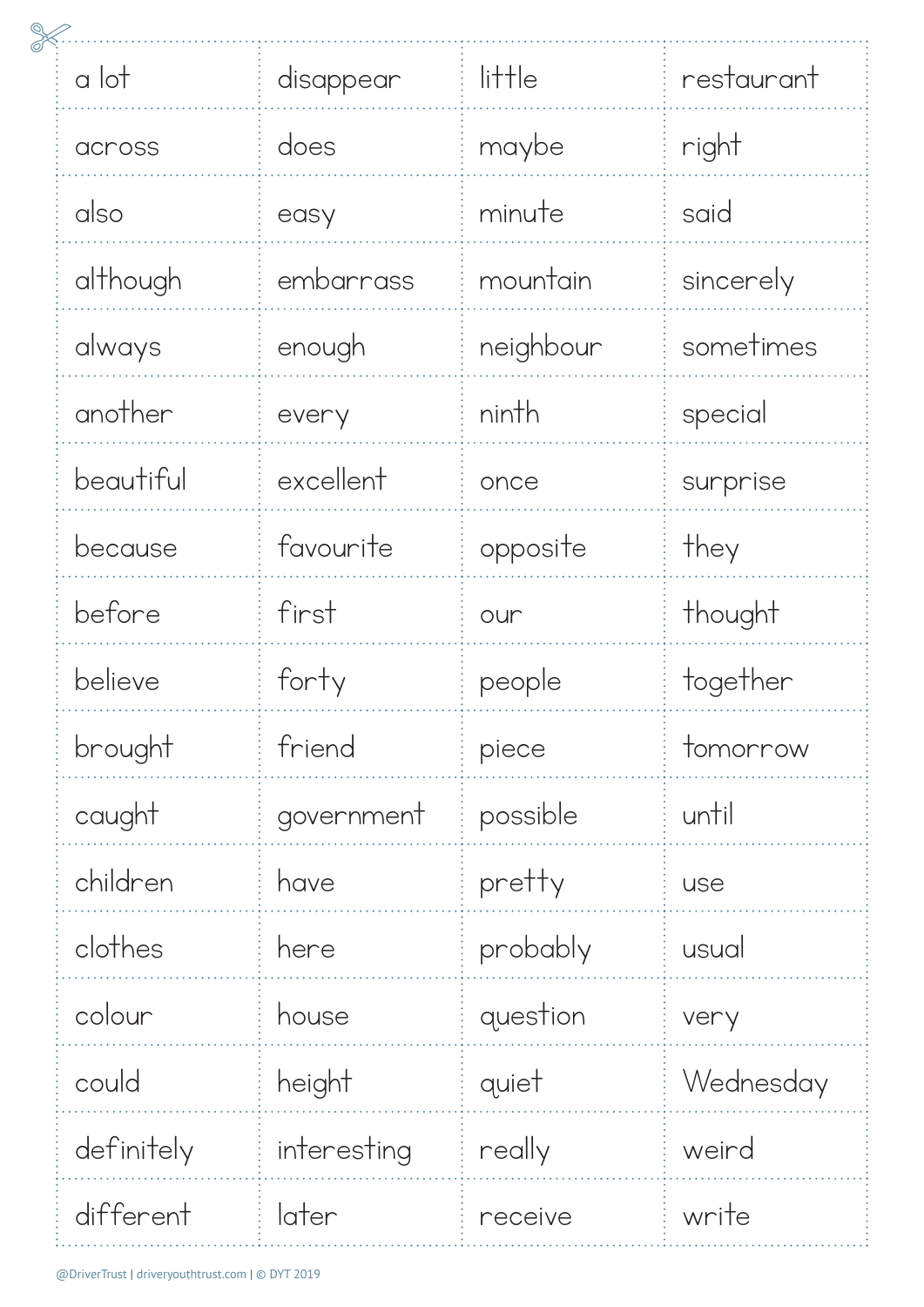| | | | |
|---|---|---|---|
| a lot | disappear | little | restaurant |
| across | does | maybe | right |
| also | easy | minute | said |
| although | embarrass | mountain | sincerely |
| always | enough | neighbour | sometimes |
| another | every | ninth | special |
| beautiful | excellent | once | surprise |
| because | favourite | opposite | they |
| before | first | our | thought |
| believe | forty | people | together |
| brought | friend | piece | tomorrow |
| caught | government | possible | until |
| children | have | pretty | use |
| clothes | here | probably | usual |
| colour | house | question | very |
| could | height | quiet | Wednesday |
| definitely | interesting | really | weird |
| different | later | receive | write |

@DriverTrust | driveryouthtrust.com | © DYT 2019